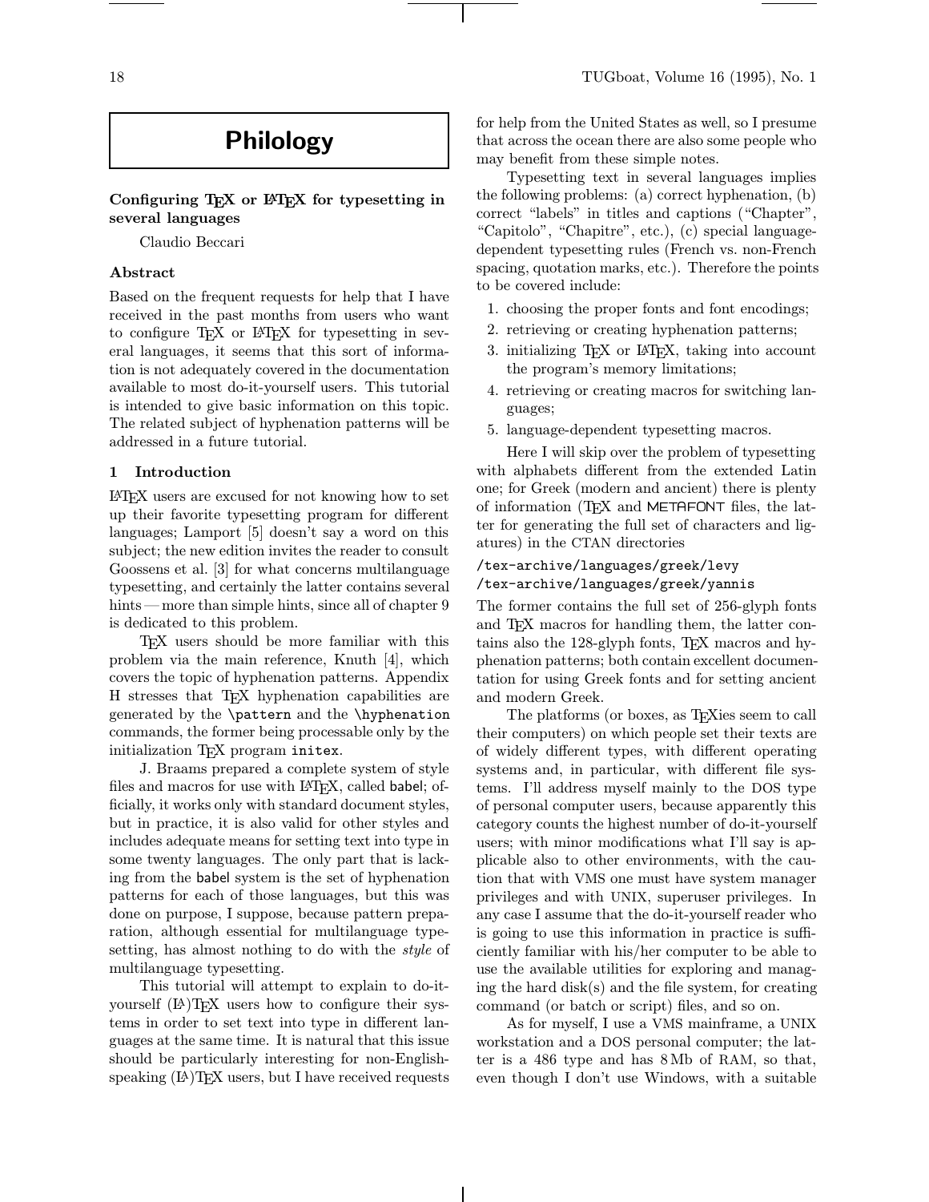# Philology

## Configuring TeX or LaTeX for typesetting in several languages

Claudio Beccari

### Abstract

Based on the frequent requests for help that I have received in the past months from users who want to configure TeX or LaTeX for typesetting in several languages, it seems that this sort of information is not adequately covered in the documentation available to most do-it-yourself users. This tutorial is intended to give basic information on this topic. The related subject of hyphenation patterns will be addressed in a future tutorial.

### 1 Introduction

LaTeX users are excused for not knowing how to set up their favorite typesetting program for different languages; Lamport [5] doesn't say a word on this subject; the new edition invites the reader to consult Goossens et al. [3] for what concerns multilanguage typesetting, and certainly the latter contains several hints — more than simple hints, since all of chapter 9 is dedicated to this problem.

TeX users should be more familiar with this problem via the main reference, Knuth [4], which covers the topic of hyphenation patterns. Appendix H stresses that TeX hyphenation capabilities are generated by the `\pattern` and the `\hyphenation` commands, the former being processable only by the initialization TeX program `initex`.

J. Braams prepared a complete system of style files and macros for use with LaTeX, called babel; officially, it works only with standard document styles, but in practice, it is also valid for other styles and includes adequate means for setting text into type in some twenty languages. The only part that is lacking from the babel system is the set of hyphenation patterns for each of those languages, but this was done on purpose, I suppose, because pattern preparation, although essential for multilanguage typesetting, has almost nothing to do with the *style* of multilanguage typesetting.

This tutorial will attempt to explain to do-it-yourself (LA)TeX users how to configure their systems in order to set text into type in different languages at the same time. It is natural that this issue should be particularly interesting for non-English-speaking (LA)TeX users, but I have received requests for help from the United States as well, so I presume that across the ocean there are also some people who may benefit from these simple notes.

Typesetting text in several languages implies the following problems: (a) correct hyphenation, (b) correct "labels" in titles and captions ("Chapter", "Capitolo", "Chapitre", etc.), (c) special language-dependent typesetting rules (French vs. non-French spacing, quotation marks, etc.). Therefore the points to be covered include:

1. choosing the proper fonts and font encodings;
2. retrieving or creating hyphenation patterns;
3. initializing TeX or LaTeX, taking into account the program's memory limitations;
4. retrieving or creating macros for switching languages;
5. language-dependent typesetting macros.

Here I will skip over the problem of typesetting with alphabets different from the extended Latin one; for Greek (modern and ancient) there is plenty of information (TeX and METAFONT files, the latter for generating the full set of characters and ligatures) in the CTAN directories

```
/tex-archive/languages/greek/levy
/tex-archive/languages/greek/yannis
```

The former contains the full set of 256-glyph fonts and TeX macros for handling them, the latter contains also the 128-glyph fonts, TeX macros and hyphenation patterns; both contain excellent documentation for using Greek fonts and for setting ancient and modern Greek.

The platforms (or boxes, as TeXies seem to call their computers) on which people set their texts are of widely different types, with different operating systems and, in particular, with different file systems. I'll address myself mainly to the DOS type of personal computer users, because apparently this category counts the highest number of do-it-yourself users; with minor modifications what I'll say is applicable also to other environments, with the caution that with VMS one must have system manager privileges and with UNIX, superuser privileges. In any case I assume that the do-it-yourself reader who is going to use this information in practice is sufficiently familiar with his/her computer to be able to use the available utilities for exploring and managing the hard disk(s) and the file system, for creating command (or batch or script) files, and so on.

As for myself, I use a VMS mainframe, a UNIX workstation and a DOS personal computer; the latter is a 486 type and has 8 Mb of RAM, so that, even though I don't use Windows, with a suitable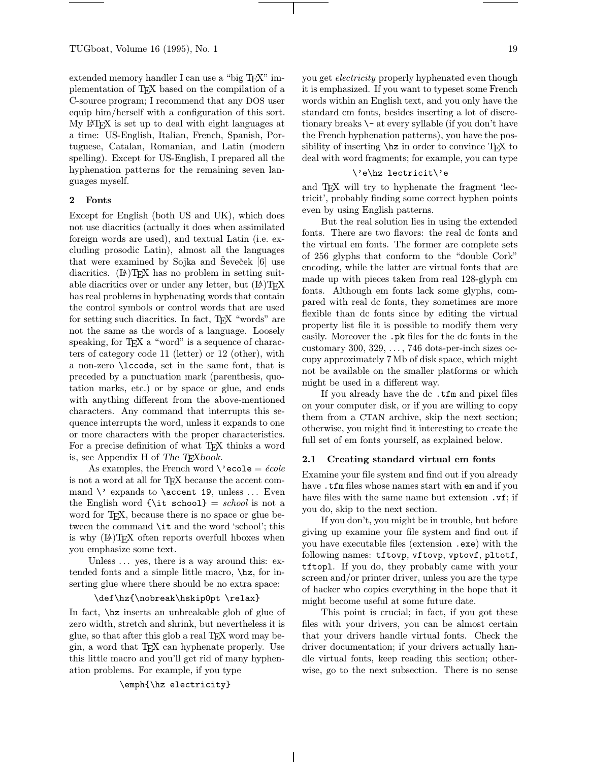extended memory handler I can use a "big TeX" implementation of TeX based on the compilation of a C-source program; I recommend that any DOS user equip him/herself with a configuration of this sort. My LaTeX is set up to deal with eight languages at a time: US-English, Italian, French, Spanish, Portuguese, Catalan, Romanian, and Latin (modern spelling). Except for US-English, I prepared all the hyphenation patterns for the remaining seven languages myself.

## 2 Fonts

Except for English (both US and UK), which does not use diacritics (actually it does when assimilated foreign words are used), and textual Latin (i.e. excluding prosodic Latin), almost all the languages that were examined by Sojka and Ševeček [6] use diacritics. (LA)TeX has no problem in setting suitable diacritics over or under any letter, but (LA)TeX has real problems in hyphenating words that contain the control symbols or control words that are used for setting such diacritics. In fact, TeX "words" are not the same as the words of a language. Loosely speaking, for TeX a "word" is a sequence of characters of category code 11 (letter) or 12 (other), with a non-zero `\lccode`, set in the same font, that is preceded by a punctuation mark (parenthesis, quotation marks, etc.) or by space or glue, and ends with anything different from the above-mentioned characters. Any command that interrupts this sequence interrupts the word, unless it expands to one or more characters with the proper characteristics. For a precise definition of what TeX thinks a word is, see Appendix H of *The TeXbook*.

As examples, the French word `\'ecole` = *école* is not a word at all for TeX because the accent command `\'` expands to `\accent 19`, unless ... Even the English word `{\it school}` = *school* is not a word for TeX, because there is no space or glue between the command `\it` and the word 'school'; this is why (LA)TeX often reports overfull hboxes when you emphasize some text.

Unless ... yes, there is a way around this: extended fonts and a simple little macro, `\hz`, for inserting glue where there should be no extra space:

```
\def\hz{\nobreak\hskip0pt \relax}
```

In fact, `\hz` inserts an unbreakable glob of glue of zero width, stretch and shrink, but nevertheless it is glue, so that after this glob a real TeX word may begin, a word that TeX can hyphenate properly. Use this little macro and you'll get rid of many hyphenation problems. For example, if you type

```
\emph{\hz electricity}
```

you get *electricity* properly hyphenated even though it is emphasized. If you want to typeset some French words within an English text, and you only have the standard cm fonts, besides inserting a lot of discretionary breaks `\-` at every syllable (if you don't have the French hyphenation patterns), you have the possibility of inserting `\hz` in order to convince TeX to deal with word fragments; for example, you can type

```
\'e\hz lectricit\'e
```

and TeX will try to hyphenate the fragment 'lectricit', probably finding some correct hyphen points even by using English patterns.

But the real solution lies in using the extended fonts. There are two flavors: the real dc fonts and the virtual em fonts. The former are complete sets of 256 glyphs that conform to the "double Cork" encoding, while the latter are virtual fonts that are made up with pieces taken from real 128-glyph cm fonts. Although em fonts lack some glyphs, compared with real dc fonts, they sometimes are more flexible than dc fonts since by editing the virtual property list file it is possible to modify them very easily. Moreover the `.pk` files for the dc fonts in the customary 300, 329, ..., 746 dots-per-inch sizes occupy approximately 7 Mb of disk space, which might not be available on the smaller platforms or which might be used in a different way.

If you already have the dc `.tfm` and pixel files on your computer disk, or if you are willing to copy them from a CTAN archive, skip the next section; otherwise, you might find it interesting to create the full set of em fonts yourself, as explained below.

### 2.1 Creating standard virtual em fonts

Examine your file system and find out if you already have `.tfm` files whose names start with `em` and if you have files with the same name but extension `.vf`; if you do, skip to the next section.

If you don't, you might be in trouble, but before giving up examine your file system and find out if you have executable files (extension `.exe`) with the following names: `tftovp`, `vftovp`, `vptovf`, `pltotf`, `tftopl`. If you do, they probably came with your screen and/or printer driver, unless you are the type of hacker who copies everything in the hope that it might become useful at some future date.

This point is crucial; in fact, if you got these files with your drivers, you can be almost certain that your drivers handle virtual fonts. Check the driver documentation; if your drivers actually handle virtual fonts, keep reading this section; otherwise, go to the next subsection. There is no sense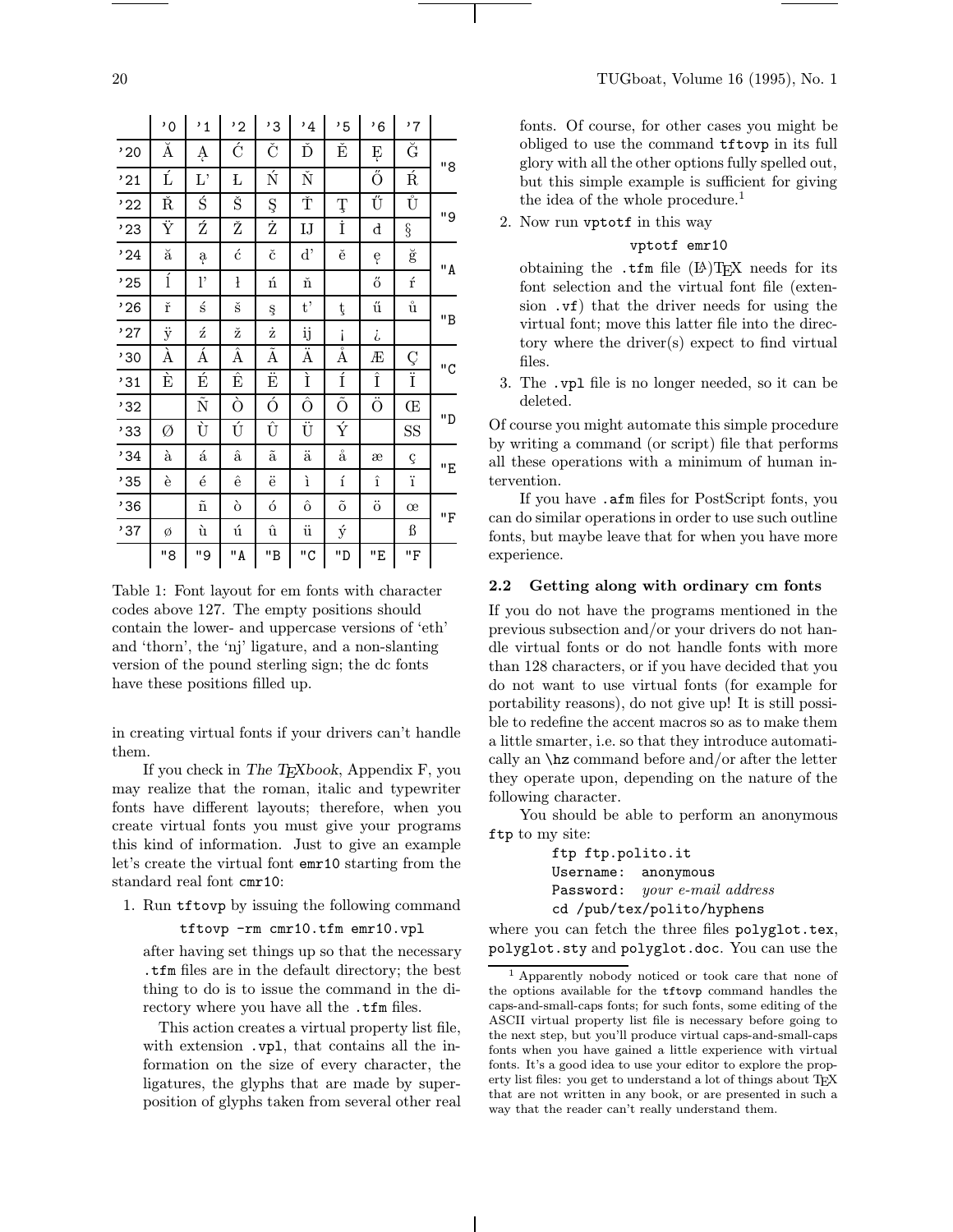| | '0 | '1 | '2 | '3 | '4 | '5 | '6 | '7 | |
|---|---|---|---|---|---|---|---|---|---|
| '20 | Ă | Ą | Ć | Č | Ď | Ě | Ę | Ğ | "8 |
| '21 | Ĺ | L' | Ł | Ń | Ň | | Ő | Ŕ | |
| '22 | Ř | Ś | Š | Ş | Ť | Ţ | Ű | Ů | "9 |
| '23 | Ÿ | Ź | Ž | Ż | IJ | İ | đ | § | |
| '24 | ă | ą | ć | č | d' | ě | ę | ğ | "A |
| '25 | ĺ | l' | ł | ń | ň | | ő | ŕ | |
| '26 | ř | ś | š | ş | t' | ţ | ű | ů | "B |
| '27 | ÿ | ź | ž | ż | ij | ¡ | ¿ | | |
| '30 | À | Á | Â | Ã | Ä | Å | Æ | Ç | "C |
| '31 | È | É | Ê | Ë | Ì | Í | Î | Ï | |
| '32 | | Ñ | Ò | Ó | Ô | Õ | Ö | Œ | "D |
| '33 | Ø | Ù | Ú | Û | Ü | Ý | | SS | |
| '34 | à | á | â | ã | ä | å | æ | ç | "E |
| '35 | è | é | ê | ë | ì | í | î | ï | |
| '36 | | ñ | ò | ó | ô | õ | ö | œ | "F |
| '37 | ø | ù | ú | û | ü | ý | | ß | |
| | "8 | "9 | "A | "B | "C | "D | "E | "F | |

Table 1: Font layout for em fonts with character codes above 127. The empty positions should contain the lower- and uppercase versions of 'eth' and 'thorn', the 'nj' ligature, and a non-slanting version of the pound sterling sign; the dc fonts have these positions filled up.

in creating virtual fonts if your drivers can't handle them.

If you check in *The TEXbook*, Appendix F, you may realize that the roman, italic and typewriter fonts have different layouts; therefore, when you create virtual fonts you must give your programs this kind of information. Just to give an example let's create the virtual font `emr10` starting from the standard real font `cmr10`:

1. Run `tftovp` by issuing the following command

   ```
   tftovp -rm cmr10.tfm emr10.vpl
   ```

   after having set things up so that the necessary `.tfm` files are in the default directory; the best thing to do is to issue the command in the directory where you have all the `.tfm` files.

   This action creates a virtual property list file, with extension `.vpl`, that contains all the information on the size of every character, the ligatures, the glyphs that are made by superposition of glyphs taken from several other real fonts. Of course, for other cases you might be obliged to use the command `tftovp` in its full glory with all the other options fully spelled out, but this simple example is sufficient for giving the idea of the whole procedure.[1]

2. Now run `vptotf` in this way

   ```
   vptotf emr10
   ```

   obtaining the `.tfm` file (LA)TEX needs for its font selection and the virtual font file (extension `.vf`) that the driver needs for using the virtual font; move this latter file into the directory where the driver(s) expect to find virtual files.

3. The `.vpl` file is no longer needed, so it can be deleted.

Of course you might automate this simple procedure by writing a command (or script) file that performs all these operations with a minimum of human intervention.

If you have `.afm` files for PostScript fonts, you can do similar operations in order to use such outline fonts, but maybe leave that for when you have more experience.

## 2.2 Getting along with ordinary cm fonts

If you do not have the programs mentioned in the previous subsection and/or your drivers do not handle virtual fonts or do not handle fonts with more than 128 characters, or if you have decided that you do not want to use virtual fonts (for example for portability reasons), do not give up! It is still possible to redefine the accent macros so as to make them a little smarter, i.e. so that they introduce automatically an `\hz` command before and/or after the letter they operate upon, depending on the nature of the following character.

You should be able to perform an anonymous `ftp` to my site:

```
ftp ftp.polito.it
Username:  anonymous
Password:  your e-mail address
cd /pub/tex/polito/hyphens
```

where you can fetch the three files `polyglot.tex`, `polyglot.sty` and `polyglot.doc`. You can use the

[1] Apparently nobody noticed or took care that none of the options available for the `tftovp` command handles the caps-and-small-caps fonts; for such fonts, some editing of the ASCII virtual property list file is necessary before going to the next step, but you'll produce virtual caps-and-small-caps fonts when you have gained a little experience with virtual fonts. It's a good idea to use your editor to explore the property list files: you get to understand a lot of things about TEX that are not written in any book, or are presented in such a way that the reader can't really understand them.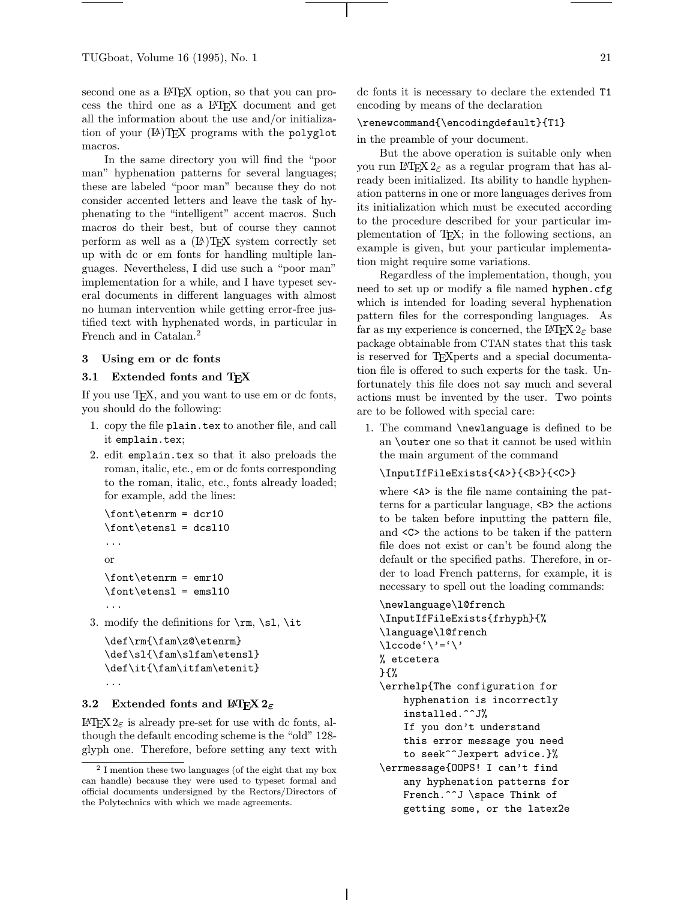second one as a LaTeX option, so that you can process the third one as a LaTeX document and get all the information about the use and/or initialization of your (La)TeX programs with the `polyglot` macros.

In the same directory you will find the "poor man" hyphenation patterns for several languages; these are labeled "poor man" because they do not consider accented letters and leave the task of hyphenating to the "intelligent" accent macros. Such macros do their best, but of course they cannot perform as well as a (La)TeX system correctly set up with dc or em fonts for handling multiple languages. Nevertheless, I did use such a "poor man" implementation for a while, and I have typeset several documents in different languages with almost no human intervention while getting error-free justified text with hyphenated words, in particular in French and in Catalan.[2]

## 3 Using em or dc fonts

### 3.1 Extended fonts and TeX

If you use TeX, and you want to use em or dc fonts, you should do the following:

1. copy the file `plain.tex` to another file, and call it `emplain.tex`;
2. edit `emplain.tex` so that it also preloads the roman, italic, etc., em or dc fonts corresponding to the roman, italic, etc., fonts already loaded; for example, add the lines:

   ```
   \font\etenrm = dcr10
   \font\etensl = dcsl10
   ...
   ```

   or

   ```
   \font\etenrm = emr10
   \font\etensl = emsl10
   ...
   ```

3. modify the definitions for `\rm`, `\sl`, `\it`

   ```
   \def\rm{\fam\z@\etenrm}
   \def\sl{\fam\slfam\etensl}
   \def\it{\fam\itfam\etenit}
   ...
   ```

### 3.2 Extended fonts and LaTeX 2ε

LaTeX 2ε is already pre-set for use with dc fonts, although the default encoding scheme is the "old" 128-glyph one. Therefore, before setting any text with dc fonts it is necessary to declare the extended `T1` encoding by means of the declaration

```
\renewcommand{\encodingdefault}{T1}
```

in the preamble of your document.

But the above operation is suitable only when you run LaTeX 2ε as a regular program that has already been initialized. Its ability to handle hyphenation patterns in one or more languages derives from its initialization which must be executed according to the procedure described for your particular implementation of TeX; in the following sections, an example is given, but your particular implementation might require some variations.

Regardless of the implementation, though, you need to set up or modify a file named `hyphen.cfg` which is intended for loading several hyphenation pattern files for the corresponding languages. As far as my experience is concerned, the LaTeX 2ε base package obtainable from CTAN states that this task is reserved for TeXperts and a special documentation file is offered to such experts for the task. Unfortunately this file does not say much and several actions must be invented by the user. Two points are to be followed with special care:

1. The command `\newlanguage` is defined to be an `\outer` one so that it cannot be used within the main argument of the command

   ```
   \InputIfFileExists{<A>}{<B>}{<C>}
   ```

   where `<A>` is the file name containing the patterns for a particular language, `<B>` the actions to be taken before inputting the pattern file, and `<C>` the actions to be taken if the pattern file does not exist or can't be found along the default or the specified paths. Therefore, in order to load French patterns, for example, it is necessary to spell out the loading commands:

   ```
   \newlanguage\l@french
   \InputIfFileExists{frhyph}{%
   \language\l@french
   \lccode`\'=`\'
   % etcetera
   }{%
   \errhelp{The configuration for
       hyphenation is incorrectly
       installed.^^J%
       If you don't understand
       this error message you need
       to seek^^Jexpert advice.}%
   \errmessage{OOPS! I can't find
       any hyphenation patterns for
       French.^^J \space Think of
       getting some, or the latex2e
   ```

[2] I mention these two languages (of the eight that my box can handle) because they were used to typeset formal and official documents undersigned by the Rectors/Directors of the Polytechnics with which we made agreements.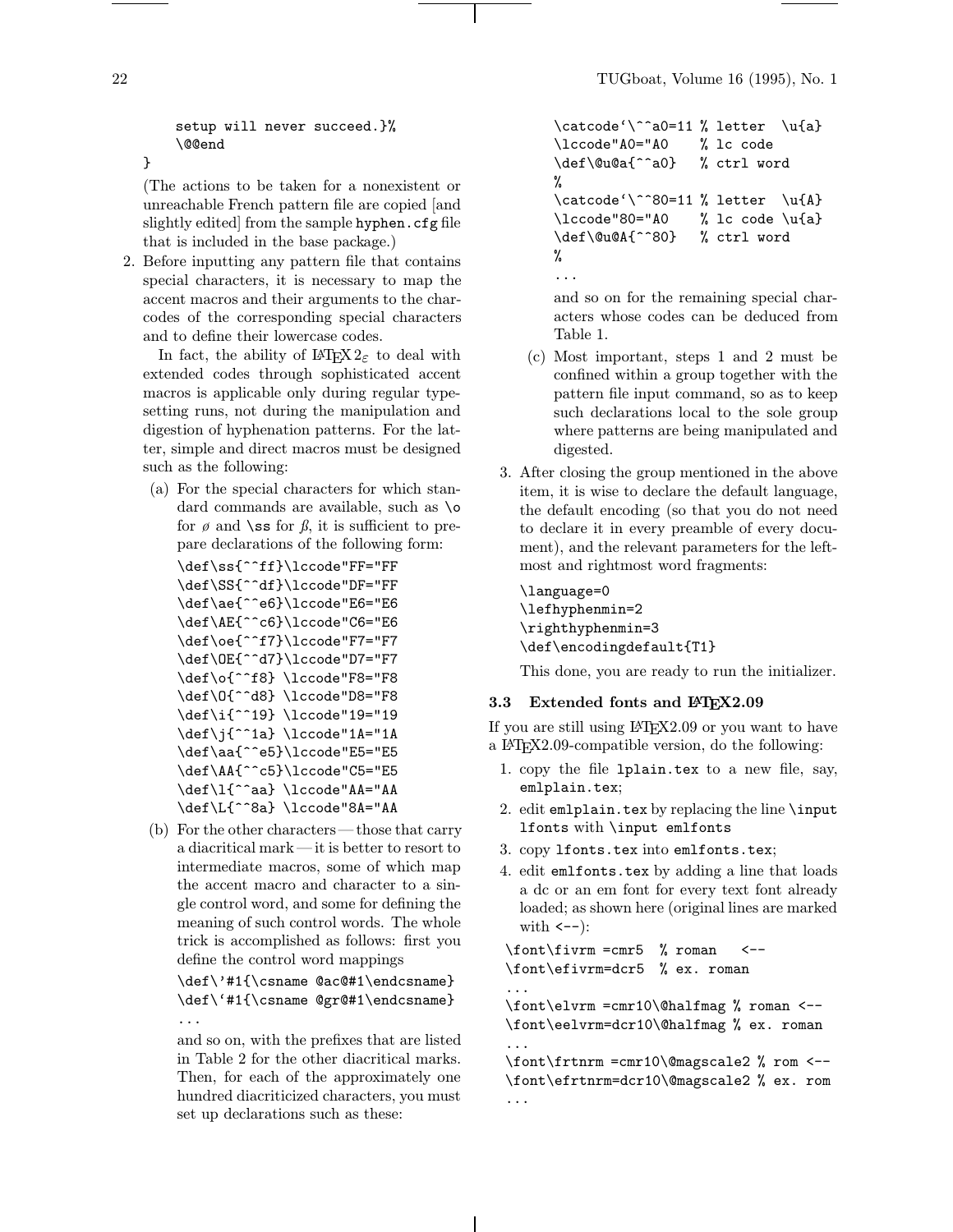```
    setup will never succeed.}%
    \@@end
}
```

(The actions to be taken for a nonexistent or unreachable French pattern file are copied [and slightly edited] from the sample `hyphen.cfg` file that is included in the base package.)

2. Before inputting any pattern file that contains special characters, it is necessary to map the accent macros and their arguments to the charcodes of the corresponding special characters and to define their lowercase codes.

   In fact, the ability of LaTeX2ε to deal with extended codes through sophisticated accent macros is applicable only during regular typesetting runs, not during the manipulation and digestion of hyphenation patterns. For the latter, simple and direct macros must be designed such as the following:

   (a) For the special characters for which standard commands are available, such as `\o` for ø and `\ss` for ß, it is sufficient to prepare declarations of the following form:

   ```
   \def\ss{^^ff}\lccode"FF="FF
   \def\SS{^^df}\lccode"DF="FF
   \def\ae{^^e6}\lccode"E6="E6
   \def\AE{^^c6}\lccode"C6="E6
   \def\oe{^^f7}\lccode"F7="F7
   \def\OE{^^d7}\lccode"D7="F7
   \def\o{^^f8} \lccode"F8="F8
   \def\O{^^d8} \lccode"D8="F8
   \def\i{^^19} \lccode"19="19
   \def\j{^^1a} \lccode"1A="1A
   \def\aa{^^e5}\lccode"E5="E5
   \def\AA{^^c5}\lccode"C5="E5
   \def\l{^^aa} \lccode"AA="AA
   \def\L{^^8a} \lccode"8A="AA
   ```

   (b) For the other characters — those that carry a diacritical mark — it is better to resort to intermediate macros, some of which map the accent macro and character to a single control word, and some for defining the meaning of such control words. The whole trick is accomplished as follows: first you define the control word mappings

   ```
   \def\'#1{\csname @ac@#1\endcsname}
   \def\`#1{\csname @gr@#1\endcsname}
   ...
   ```

   and so on, with the prefixes that are listed in Table 2 for the other diacritical marks. Then, for each of the approximately one hundred diacriticized characters, you must set up declarations such as these:

   ```
   \catcode`\^^a0=11 % letter  \u{a}
   \lccode"A0="A0    % lc code
   \def\@u@a{^^a0}   % ctrl word
   %
   \catcode`\^^80=11 % letter  \u{A}
   \lccode"80="A0    % lc code \u{a}
   \def\@u@A{^^80}   % ctrl word
   %
   ...
   ```

   and so on for the remaining special characters whose codes can be deduced from Table 1.

   (c) Most important, steps 1 and 2 must be confined within a group together with the pattern file input command, so as to keep such declarations local to the sole group where patterns are being manipulated and digested.

3. After closing the group mentioned in the above item, it is wise to declare the default language, the default encoding (so that you do not need to declare it in every preamble of every document), and the relevant parameters for the leftmost and rightmost word fragments:

   ```
   \language=0
   \lefhyphenmin=2
   \righthyphenmin=3
   \def\encodingdefault{T1}
   ```

   This done, you are ready to run the initializer.

### 3.3 Extended fonts and LaTeX2.09

If you are still using LaTeX2.09 or you want to have a LaTeX2.09-compatible version, do the following:

1. copy the file `lplain.tex` to a new file, say, `emlplain.tex`;
2. edit `emlplain.tex` by replacing the line `\input lfonts` with `\input emlfonts`
3. copy `lfonts.tex` into `emlfonts.tex`;
4. edit `emlfonts.tex` by adding a line that loads a dc or an em font for every text font already loaded; as shown here (original lines are marked with `<--`):

```
\font\fivrm =cmr5  % roman   <--
\font\efivrm=dcr5  % ex. roman
...
\font\elvrm =cmr10\@halfmag % roman <--
\font\eelvrm=dcr10\@halfmag % ex. roman
...
\font\frtnrm =cmr10\@magscale2 % rom <--
\font\efrtnrm=dcr10\@magscale2 % ex. rom
...
```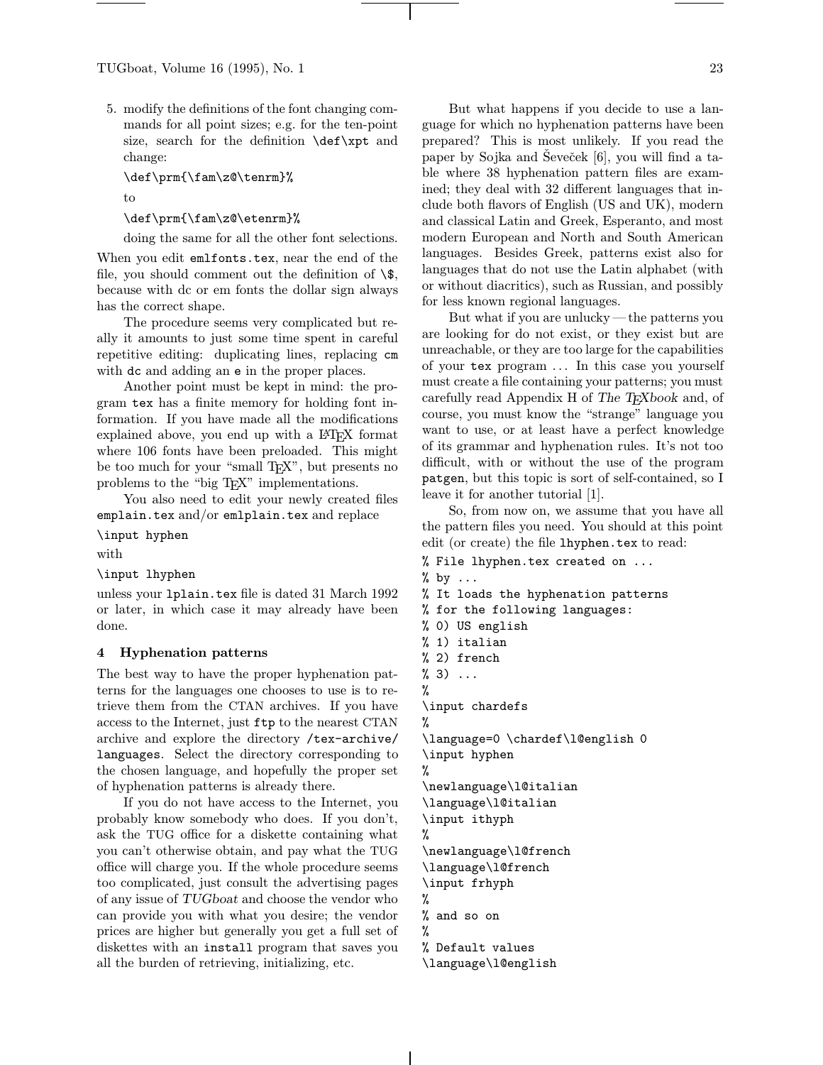5. modify the definitions of the font changing commands for all point sizes; e.g. for the ten-point size, search for the definition `\def\xpt` and change:

   ```
   \def\prm{\fam\z@\tenrm}%
   ```

   to

   ```
   \def\prm{\fam\z@\etenrm}%
   ```

   doing the same for all the other font selections.

When you edit `emlfonts.tex`, near the end of the file, you should comment out the definition of `\$`, because with dc or em fonts the dollar sign always has the correct shape.

The procedure seems very complicated but really it amounts to just some time spent in careful repetitive editing: duplicating lines, replacing `cm` with `dc` and adding an `e` in the proper places.

Another point must be kept in mind: the program `tex` has a finite memory for holding font information. If you have made all the modifications explained above, you end up with a LaTeX format where 106 fonts have been preloaded. This might be too much for your "small TeX", but presents no problems to the "big TeX" implementations.

You also need to edit your newly created files `emplain.tex` and/or `emlplain.tex` and replace

```
\input hyphen
```

with

```
\input lhyphen
```

unless your `lplain.tex` file is dated 31 March 1992 or later, in which case it may already have been done.

## 4 Hyphenation patterns

The best way to have the proper hyphenation patterns for the languages one chooses to use is to retrieve them from the CTAN archives. If you have access to the Internet, just `ftp` to the nearest CTAN archive and explore the directory `/tex-archive/languages`. Select the directory corresponding to the chosen language, and hopefully the proper set of hyphenation patterns is already there.

If you do not have access to the Internet, you probably know somebody who does. If you don't, ask the TUG office for a diskette containing what you can't otherwise obtain, and pay what the TUG office will charge you. If the whole procedure seems too complicated, just consult the advertising pages of any issue of *TUGboat* and choose the vendor who can provide you with what you desire; the vendor prices are higher but generally you get a full set of diskettes with an `install` program that saves you all the burden of retrieving, initializing, etc.

But what happens if you decide to use a language for which no hyphenation patterns have been prepared? This is most unlikely. If you read the paper by Sojka and Ševeček [6], you will find a table where 38 hyphenation pattern files are examined; they deal with 32 different languages that include both flavors of English (US and UK), modern and classical Latin and Greek, Esperanto, and most modern European and North and South American languages. Besides Greek, patterns exist also for languages that do not use the Latin alphabet (with or without diacritics), such as Russian, and possibly for less known regional languages.

But what if you are unlucky — the patterns you are looking for do not exist, or they exist but are unreachable, or they are too large for the capabilities of your `tex` program ... In this case you yourself must create a file containing your patterns; you must carefully read Appendix H of *The TeXbook* and, of course, you must know the "strange" language you want to use, or at least have a perfect knowledge of its grammar and hyphenation rules. It's not too difficult, with or without the use of the program `patgen`, but this topic is sort of self-contained, so I leave it for another tutorial [1].

So, from now on, we assume that you have all the pattern files you need. You should at this point edit (or create) the file `lhyphen.tex` to read:

```
% File lhyphen.tex created on ...
% by ...
% It loads the hyphenation patterns
% for the following languages:
% 0) US english
% 1) italian
% 2) french
% 3) ...
%
\input chardefs
%
\language=0 \chardef\l@english 0
\input hyphen
%
\newlanguage\l@italian
\language\l@italian
\input ithyph
%
\newlanguage\l@french
\language\l@french
\input frhyph
%
% and so on
%
% Default values
\language\l@english
```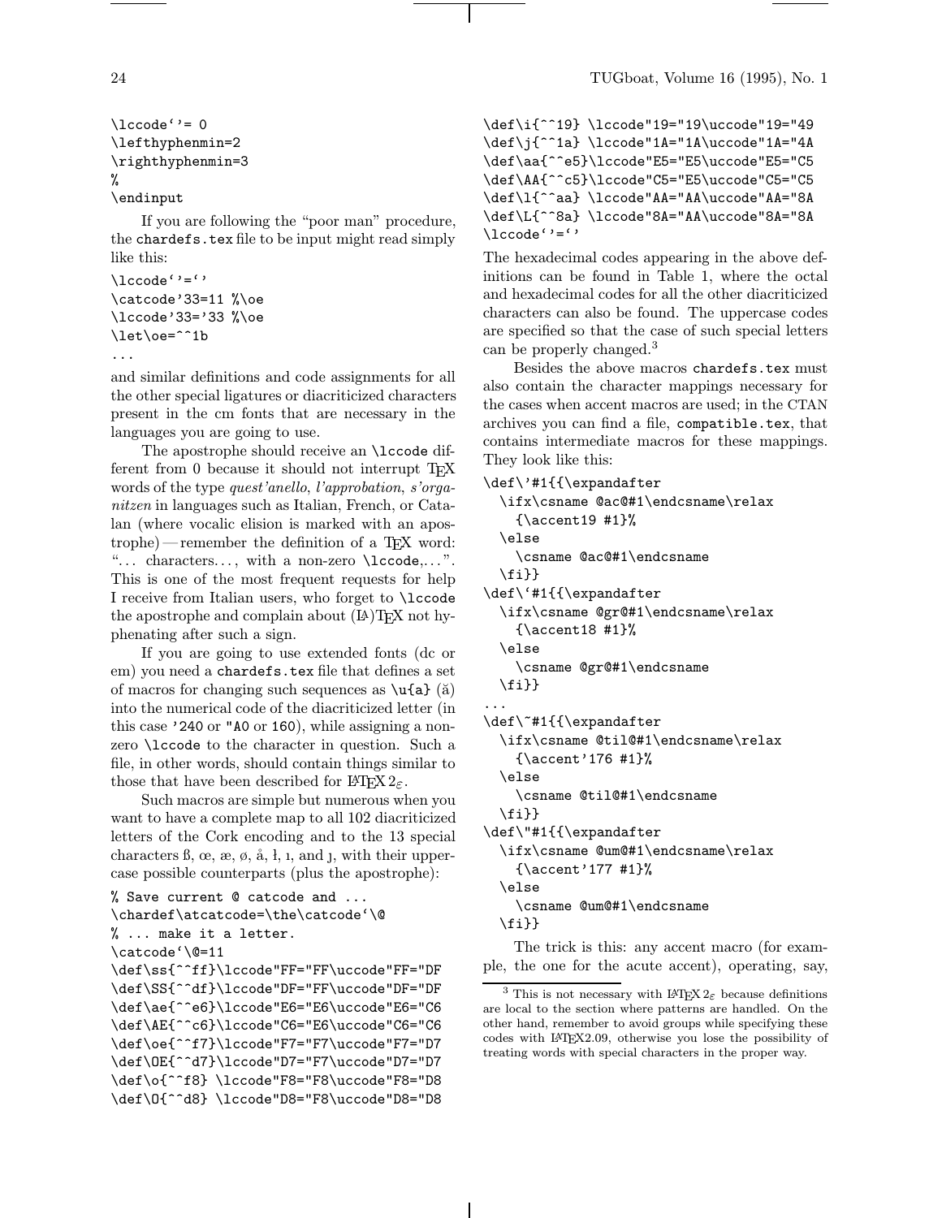```
\lccode`'= 0
\lefthyphenmin=2
\righthyphenmin=3
%
\endinput
```

If you are following the "poor man" procedure, the `chardefs.tex` file to be input might read simply like this:

```
\lccode`'=`'
\catcode'33=11 %\oe
\lccode'33='33 %\oe
\let\oe=^^1b
...
```

and similar definitions and code assignments for all the other special ligatures or diacriticized characters present in the cm fonts that are necessary in the languages you are going to use.

The apostrophe should receive an `\lccode` different from 0 because it should not interrupt TEX words of the type *quest'anello*, *l'approbation*, *s'organitzen* in languages such as Italian, French, or Catalan (where vocalic elision is marked with an apostrophe) — remember the definition of a TEX word: "... characters..., with a non-zero `\lccode`,...". This is one of the most frequent requests for help I receive from Italian users, who forget to `\lccode` the apostrophe and complain about (LA)TEX not hyphenating after such a sign.

If you are going to use extended fonts (dc or em) you need a `chardefs.tex` file that defines a set of macros for changing such sequences as `\u{a}` (ă) into the numerical code of the diacriticized letter (in this case `'240` or `"A0` or `160`), while assigning a non-zero `\lccode` to the character in question. Such a file, in other words, should contain things similar to those that have been described for LATEX $2_\varepsilon$.

Such macros are simple but numerous when you want to have a complete map to all 102 diacriticized letters of the Cork encoding and to the 13 special characters ß, œ, æ, ø, å, ł, ı, and ȷ, with their uppercase possible counterparts (plus the apostrophe):

```
% Save current @ catcode and ...
\chardef\atcatcode=\the\catcode`\@
% ... make it a letter.
\catcode`\@=11
\def\ss{^^ff}\lccode"FF="FF\uccode"FF="DF
\def\SS{^^df}\lccode"DF="FF\uccode"DF="DF
\def\ae{^^e6}\lccode"E6="E6\uccode"E6="C6
\def\AE{^^c6}\lccode"C6="E6\uccode"C6="C6
\def\oe{^^f7}\lccode"F7="F7\uccode"F7="D7
\def\OE{^^d7}\lccode"D7="F7\uccode"D7="D7
\def\o{^^f8} \lccode"F8="F8\uccode"F8="D8
\def\O{^^d8} \lccode"D8="F8\uccode"D8="D8
\def\i{^^19} \lccode"19="19\uccode"19="49
\def\j{^^1a} \lccode"1A="1A\uccode"1A="4A
\def\aa{^^e5}\lccode"E5="E5\uccode"E5="C5
\def\AA{^^c5}\lccode"C5="E5\uccode"C5="C5
\def\l{^^aa} \lccode"AA="AA\uccode"AA="8A
\def\L{^^8a} \lccode"8A="AA\uccode"8A="8A
\lccode`'=`'
```

The hexadecimal codes appearing in the above definitions can be found in Table 1, where the octal and hexadecimal codes for all the other diacriticized characters can also be found. The uppercase codes are specified so that the case of such special letters can be properly changed.[3]

Besides the above macros `chardefs.tex` must also contain the character mappings necessary for the cases when accent macros are used; in the CTAN archives you can find a file, `compatible.tex`, that contains intermediate macros for these mappings. They look like this:

```
\def\'#1{{\expandafter
  \ifx\csname @ac@#1\endcsname\relax
    {\accent19 #1}%
  \else
    \csname @ac@#1\endcsname
  \fi}}
\def\`#1{{\expandafter
  \ifx\csname @gr@#1\endcsname\relax
    {\accent18 #1}%
  \else
    \csname @gr@#1\endcsname
  \fi}}
...
\def\~#1{{\expandafter
  \ifx\csname @til@#1\endcsname\relax
    {\accent'176 #1}%
  \else
    \csname @til@#1\endcsname
  \fi}}
\def\"#1{{\expandafter
  \ifx\csname @um@#1\endcsname\relax
    {\accent'177 #1}%
  \else
    \csname @um@#1\endcsname
  \fi}}
```

The trick is this: any accent macro (for example, the one for the acute accent), operating, say,

[3] This is not necessary with LATEX $2_\varepsilon$ because definitions are local to the section where patterns are handled. On the other hand, remember to avoid groups while specifying these codes with LATEX2.09, otherwise you lose the possibility of treating words with special characters in the proper way.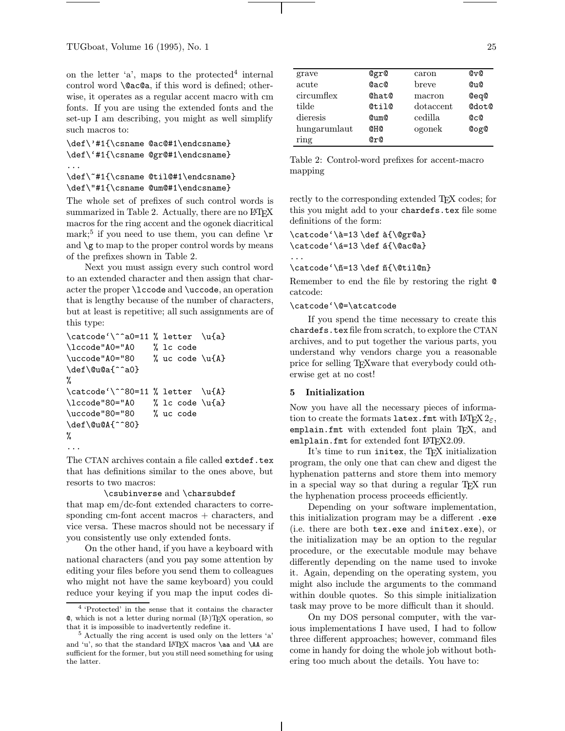on the letter 'a', maps to the protected[4] internal control word `\@ac@a`, if this word is defined; otherwise, it operates as a regular accent macro with cm fonts. If you are using the extended fonts and the set-up I am describing, you might as well simplify such macros to:

```
\def\'#1{\csname @ac@#1\endcsname}
\def\`#1{\csname @gr@#1\endcsname}
...
\def\~#1{\csname @til@#1\endcsname}
\def\"#1{\csname @um@#1\endcsname}
```

The whole set of prefixes of such control words is summarized in Table 2. Actually, there are no LaTeX macros for the ring accent and the ogonek diacritical mark;[5] if you need to use them, you can define `\r` and `\g` to map to the proper control words by means of the prefixes shown in Table 2.

Next you must assign every such control word to an extended character and then assign that character the proper `\lccode` and `\uccode`, an operation that is lengthy because of the number of characters, but at least is repetitive; all such assignments are of this type:

```
\catcode`\^^a0=11 % letter  \u{a}
\lccode"A0="A0    % lc code
\uccode"A0="80    % uc code \u{A}
\def\@u@a{^^a0}
%
\catcode`\^^80=11 % letter  \u{A}
\lccode"80="A0    % lc code \u{a}
\uccode"80="80    % uc code
\def\@u@A{^^80}
%
...
```

The CTAN archives contain a file called `extdef.tex` that has definitions similar to the ones above, but resorts to two macros:

`\csubinverse` and `\charsubdef`

that map em/dc-font extended characters to corresponding cm-font accent macros + characters, and vice versa. These macros should not be necessary if you consistently use only extended fonts.

On the other hand, if you have a keyboard with national characters (and you pay some attention by editing your files before you send them to colleagues who might not have the same keyboard) you could reduce your keying if you map the input codes directly to the corresponding extended TeX codes; for this you might add to your `chardefs.tex` file some definitions of the form:

| grave | `@gr@` | caron | `@v@` |
|---|---|---|---|
| acute | `@ac@` | breve | `@u@` |
| circumflex | `@hat@` | macron | `@eq@` |
| tilde | `@til@` | dotaccent | `@dot@` |
| dieresis | `@um@` | cedilla | `@c@` |
| hungarumlaut | `@H@` | ogonek | `@og@` |
| ring | `@r@` | | |

Table 2: Control-word prefixes for accent-macro mapping

```
\catcode`\à=13 \def à{\@gr@a}
\catcode`\á=13 \def á{\@ac@a}
...
\catcode`\ñ=13 \def ñ{\@til@n}
```

Remember to end the file by restoring the right `@` catcode:

```
\catcode`\@=\atcatcode
```

If you spend the time necessary to create this `chardefs.tex` file from scratch, to explore the CTAN archives, and to put together the various parts, you understand why vendors charge you a reasonable price for selling TeXware that everybody could otherwise get at no cost!

## 5 Initialization

Now you have all the necessary pieces of information to create the formats `latex.fmt` with LaTeX $2_\varepsilon$, `emplain.fmt` with extended font plain TeX, and `emlplain.fmt` for extended font LaTeX2.09.

It's time to run `initex`, the TeX initialization program, the only one that can chew and digest the hyphenation patterns and store them into memory in a special way so that during a regular TeX run the hyphenation process proceeds efficiently.

Depending on your software implementation, this initialization program may be a different `.exe` (i.e. there are both `tex.exe` and `initex.exe`), or the initialization may be an option to the regular procedure, or the executable module may behave differently depending on the name used to invoke it. Again, depending on the operating system, you might also include the arguments to the command within double quotes. So this simple initialization task may prove to be more difficult than it should.

On my DOS personal computer, with the various implementations I have used, I had to follow three different approaches; however, command files come in handy for doing the whole job without bothering too much about the details. You have to:

---

[4] 'Protected' in the sense that it contains the character `@`, which is not a letter during normal (LA)TeX operation, so that it is impossible to inadvertently redefine it.

[5] Actually the ring accent is used only on the letters 'a' and 'u', so that the standard LaTeX macros `\aa` and `\AA` are sufficient for the former, but you still need something for using the latter.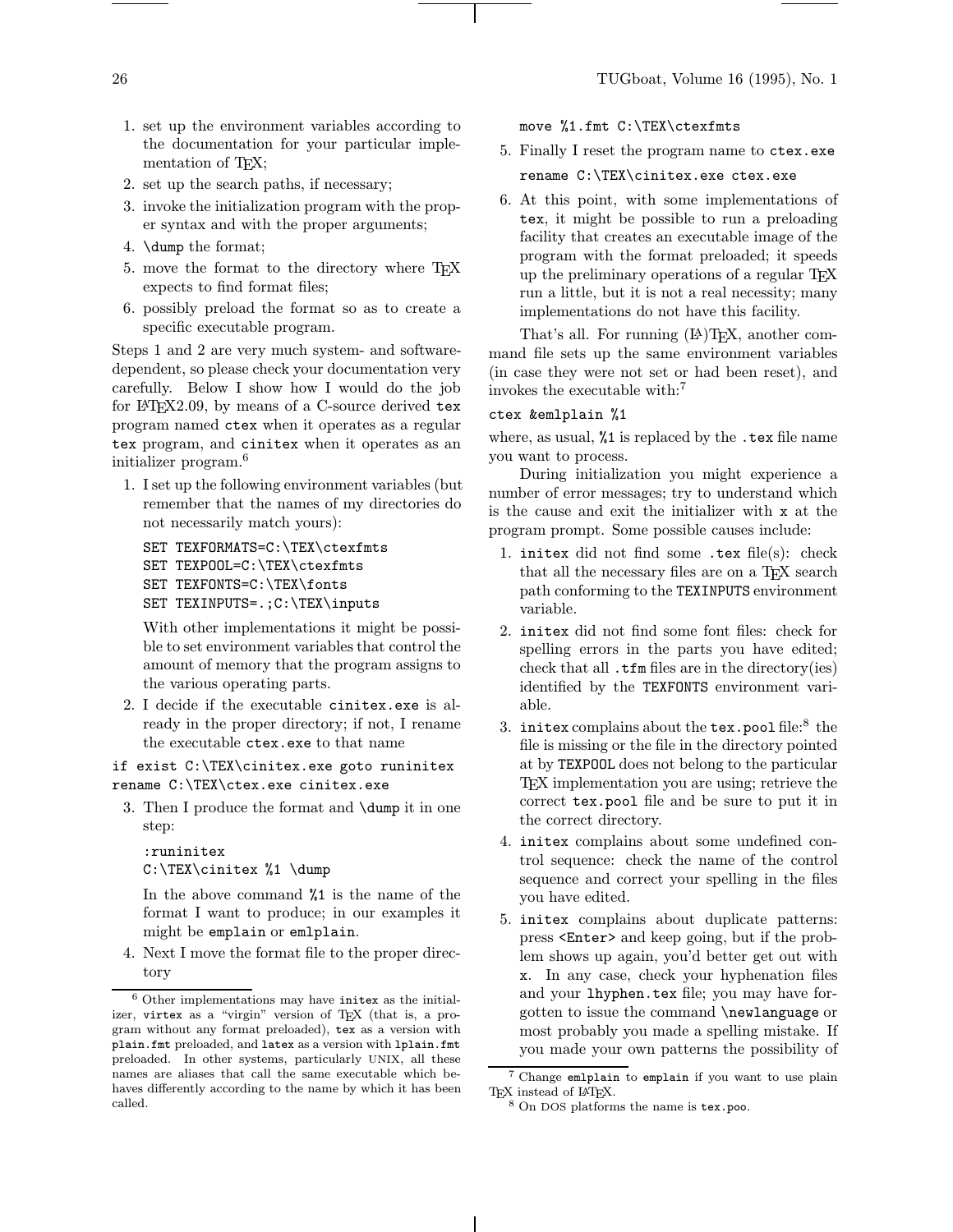1. set up the environment variables according to the documentation for your particular implementation of TeX;
2. set up the search paths, if necessary;
3. invoke the initialization program with the proper syntax and with the proper arguments;
4. `\dump` the format;
5. move the format to the directory where TeX expects to find format files;
6. possibly preload the format so as to create a specific executable program.

Steps 1 and 2 are very much system- and software-dependent, so please check your documentation very carefully. Below I show how I would do the job for LaTeX2.09, by means of a C-source derived `tex` program named `ctex` when it operates as a regular `tex` program, and `cinitex` when it operates as an initializer program.[6]

1. I set up the following environment variables (but remember that the names of my directories do not necessarily match yours):

   ```
   SET TEXFORMATS=C:\TEX\ctexfmts
   SET TEXPOOL=C:\TEX\ctexfmts
   SET TEXFONTS=C:\TEX\fonts
   SET TEXINPUTS=.;C:\TEX\inputs
   ```

   With other implementations it might be possible to set environment variables that control the amount of memory that the program assigns to the various operating parts.

2. I decide if the executable `cinitex.exe` is already in the proper directory; if not, I rename the executable `ctex.exe` to that name

```
if exist C:\TEX\cinitex.exe goto runinitex
rename C:\TEX\ctex.exe cinitex.exe
```

3. Then I produce the format and `\dump` it in one step:

   ```
   :runinitex
   C:\TEX\cinitex %1 \dump
   ```

   In the above command `%1` is the name of the format I want to produce; in our examples it might be `emplain` or `emlplain`.

4. Next I move the format file to the proper directory

   ```
   move %1.fmt C:\TEX\ctexfmts
   ```

5. Finally I reset the program name to `ctex.exe`

   ```
   rename C:\TEX\cinitex.exe ctex.exe
   ```

6. At this point, with some implementations of `tex`, it might be possible to run a preloading facility that creates an executable image of the program with the format preloaded; it speeds up the preliminary operations of a regular TeX run a little, but it is not a real necessity; many implementations do not have this facility.

That's all. For running (LA)TeX, another command file sets up the same environment variables (in case they were not set or had been reset), and invokes the executable with:[7]

```
ctex &emlplain %1
```

where, as usual, `%1` is replaced by the `.tex` file name you want to process.

During initialization you might experience a number of error messages; try to understand which is the cause and exit the initializer with `x` at the program prompt. Some possible causes include:

1. `initex` did not find some `.tex` file(s): check that all the necessary files are on a TeX search path conforming to the `TEXINPUTS` environment variable.
2. `initex` did not find some font files: check for spelling errors in the parts you have edited; check that all `.tfm` files are in the directory(ies) identified by the `TEXFONTS` environment variable.
3. `initex` complains about the `tex.pool` file:[8] the file is missing or the file in the directory pointed at by `TEXPOOL` does not belong to the particular TeX implementation you are using; retrieve the correct `tex.pool` file and be sure to put it in the correct directory.
4. `initex` complains about some undefined control sequence: check the name of the control sequence and correct your spelling in the files you have edited.
5. `initex` complains about duplicate patterns: press `<Enter>` and keep going, but if the problem shows up again, you'd better get out with `x`. In any case, check your hyphenation files and your `lhyphen.tex` file; you may have forgotten to issue the command `\newlanguage` or most probably you made a spelling mistake. If you made your own patterns the possibility of

---

[6] Other implementations may have `initex` as the initializer, `virtex` as a "virgin" version of TeX (that is, a program without any format preloaded), `tex` as a version with `plain.fmt` preloaded, and `latex` as a version with `lplain.fmt` preloaded. In other systems, particularly UNIX, all these names are aliases that call the same executable which behaves differently according to the name by which it has been called.

[7] Change `emlplain` to `emplain` if you want to use plain TeX instead of LaTeX.

[8] On DOS platforms the name is `tex.poo`.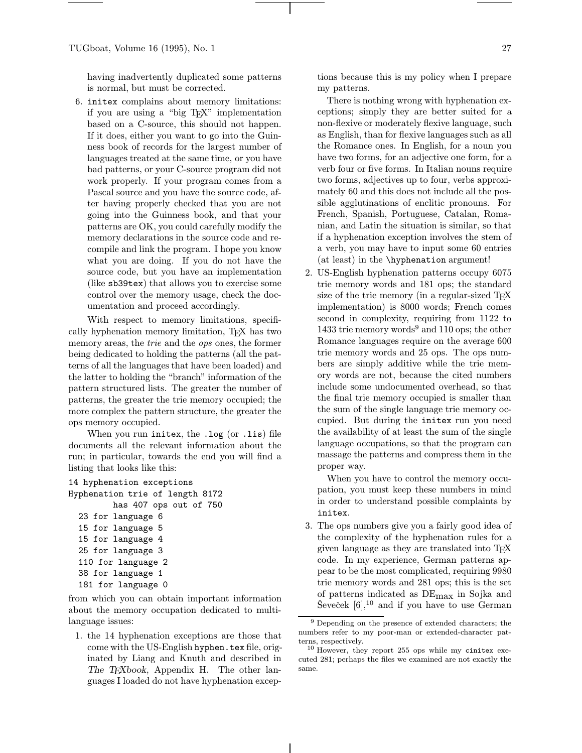having inadvertently duplicated some patterns is normal, but must be corrected.

6. initex complains about memory limitations: if you are using a "big TeX" implementation based on a C-source, this should not happen. If it does, either you want to go into the Guinness book of records for the largest number of languages treated at the same time, or you have bad patterns, or your C-source program did not work properly. If your program comes from a Pascal source and you have the source code, after having properly checked that you are not going into the Guinness book, and that your patterns are OK, you could carefully modify the memory declarations in the source code and recompile and link the program. I hope you know what you are doing. If you do not have the source code, but you have an implementation (like sb39tex) that allows you to exercise some control over the memory usage, check the documentation and proceed accordingly.

With respect to memory limitations, specifically hyphenation memory limitation, TeX has two memory areas, the *trie* and the *ops* ones, the former being dedicated to holding the patterns (all the patterns of all the languages that have been loaded) and the latter to holding the "branch" information of the pattern structured lists. The greater the number of patterns, the greater the trie memory occupied; the more complex the pattern structure, the greater the ops memory occupied.

When you run initex, the .log (or .lis) file documents all the relevant information about the run; in particular, towards the end you will find a listing that looks like this:

```
14 hyphenation exceptions
Hyphenation trie of length 8172
        has 407 ops out of 750
  23 for language 6
  15 for language 5
  15 for language 4
  25 for language 3
  110 for language 2
  38 for language 1
  181 for language 0
```

from which you can obtain important information about the memory occupation dedicated to multilanguage issues:

1. the 14 hyphenation exceptions are those that come with the US-English hyphen.tex file, originated by Liang and Knuth and described in *The TeXbook*, Appendix H. The other languages I loaded do not have hyphenation exceptions because this is my policy when I prepare my patterns.

   There is nothing wrong with hyphenation exceptions; simply they are better suited for a non-flexive or moderately flexive language, such as English, than for flexive languages such as all the Romance ones. In English, for a noun you have two forms, for an adjective one form, for a verb four or five forms. In Italian nouns require two forms, adjectives up to four, verbs approximately 60 and this does not include all the possible agglutinations of enclitic pronouns. For French, Spanish, Portuguese, Catalan, Romanian, and Latin the situation is similar, so that if a hyphenation exception involves the stem of a verb, you may have to input some 60 entries (at least) in the \hyphenation argument!

2. US-English hyphenation patterns occupy 6075 trie memory words and 181 ops; the standard size of the trie memory (in a regular-sized TeX implementation) is 8000 words; French comes second in complexity, requiring from 1122 to 1433 trie memory words[9] and 110 ops; the other Romance languages require on the average 600 trie memory words and 25 ops. The ops numbers are simply additive while the trie memory words are not, because the cited numbers include some undocumented overhead, so that the final trie memory occupied is smaller than the sum of the single language trie memory occupied. But during the initex run you need the availability of at least the sum of the single language occupations, so that the program can massage the patterns and compress them in the proper way.

   When you have to control the memory occupation, you must keep these numbers in mind in order to understand possible complaints by initex.

3. The ops numbers give you a fairly good idea of the complexity of the hyphenation rules for a given language as they are translated into TeX code. In my experience, German patterns appear to be the most complicated, requiring 9980 trie memory words and 281 ops; this is the set of patterns indicated as $\mathrm{DE}_{\mathrm{max}}$ in Sojka and Ševeček [6],[10] and if you have to use German

---

[9] Depending on the presence of extended characters; the numbers refer to my poor-man or extended-character patterns, respectively.

[10] However, they report 255 ops while my cinitex executed 281; perhaps the files we examined are not exactly the same.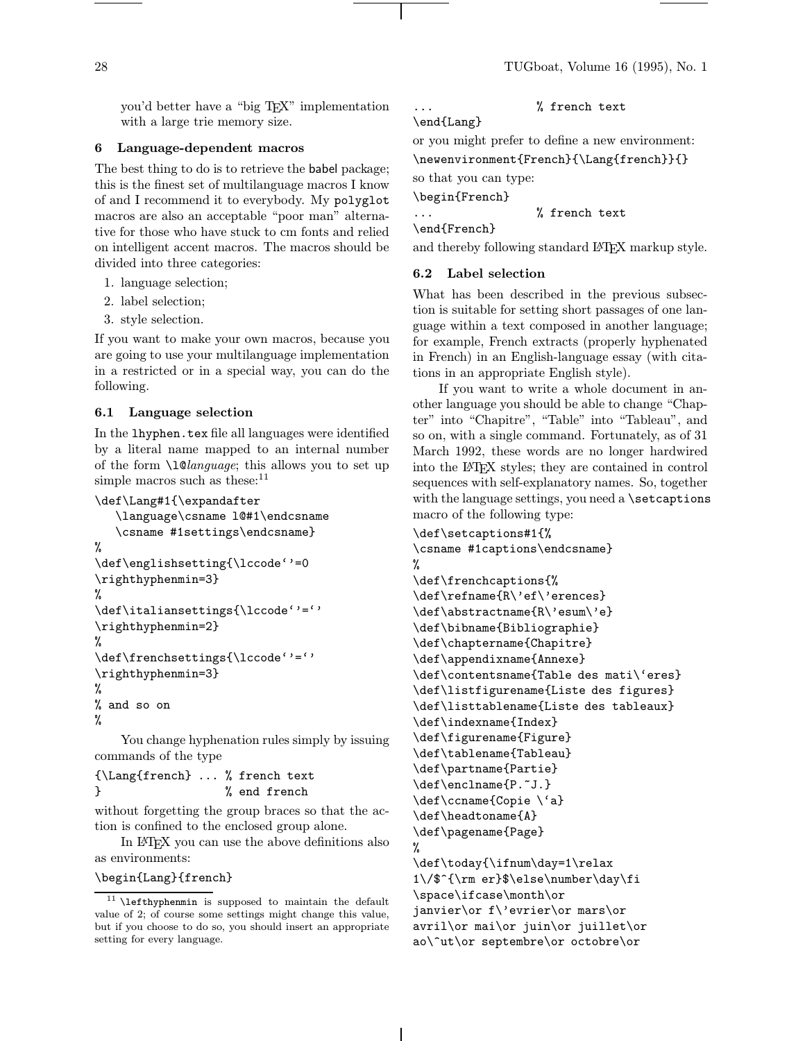you'd better have a "big TEX" implementation with a large trie memory size.

## 6 Language-dependent macros

The best thing to do is to retrieve the babel package; this is the finest set of multilanguage macros I know of and I recommend it to everybody. My polyglot macros are also an acceptable "poor man" alternative for those who have stuck to cm fonts and relied on intelligent accent macros. The macros should be divided into three categories:

1. language selection;
2. label selection;
3. style selection.

If you want to make your own macros, because you are going to use your multilanguage implementation in a restricted or in a special way, you can do the following.

### 6.1 Language selection

In the lhyphen.tex file all languages were identified by a literal name mapped to an internal number of the form \l@*language*; this allows you to set up simple macros such as these:[11]

```
\def\Lang#1{\expandafter
   \language\csname l@#1\endcsname
   \csname #1settings\endcsname}
%
\def\englishsetting{\lccode`'=0
\righthyphenmin=3}
%
\def\italiansettings{\lccode`'=`'
\righthyphenmin=2}
%
\def\frenchsettings{\lccode`'=`'
\righthyphenmin=3}
%
% and so on
%
```

You change hyphenation rules simply by issuing commands of the type

```
{\Lang{french} ... % french text
}                  % end french
```

without forgetting the group braces so that the action is confined to the enclosed group alone.

In LATEX you can use the above definitions also as environments:

```
\begin{Lang}{french}
...                % french text
\end{Lang}
```

or you might prefer to define a new environment:

```
\newenvironment{French}{\Lang{french}}{}
```

so that you can type:

```
\begin{French}
...                % french text
\end{French}
```

and thereby following standard LATEX markup style.

[11] \lefthyphenmin is supposed to maintain the default value of 2; of course some settings might change this value, but if you choose to do so, you should insert an appropriate setting for every language.

### 6.2 Label selection

What has been described in the previous subsection is suitable for setting short passages of one language within a text composed in another language; for example, French extracts (properly hyphenated in French) in an English-language essay (with citations in an appropriate English style).

If you want to write a whole document in another language you should be able to change "Chapter" into "Chapitre", "Table" into "Tableau", and so on, with a single command. Fortunately, as of 31 March 1992, these words are no longer hardwired into the LATEX styles; they are contained in control sequences with self-explanatory names. So, together with the language settings, you need a \setcaptions macro of the following type:

```
\def\setcaptions#1{%
\csname #1captions\endcsname}
%
\def\frenchcaptions{%
\def\refname{R\'ef\'erences}
\def\abstractname{R\'esum\'e}
\def\bibname{Bibliographie}
\def\chaptername{Chapitre}
\def\appendixname{Annexe}
\def\contentsname{Table des mati\`eres}
\def\listfigurename{Liste des figures}
\def\listtablename{Liste des tableaux}
\def\indexname{Index}
\def\figurename{Figure}
\def\tablename{Tableau}
\def\partname{Partie}
\def\enclname{P.~J.}
\def\ccname{Copie \`a}
\def\headtoname{A}
\def\pagename{Page}
%
\def\today{\ifnum\day=1\relax
1\/$^{\rm er}$\else\number\day\fi
\space\ifcase\month\or
janvier\or f\'evrier\or mars\or
avril\or mai\or juin\or juillet\or
ao\^ut\or septembre\or octobre\or
```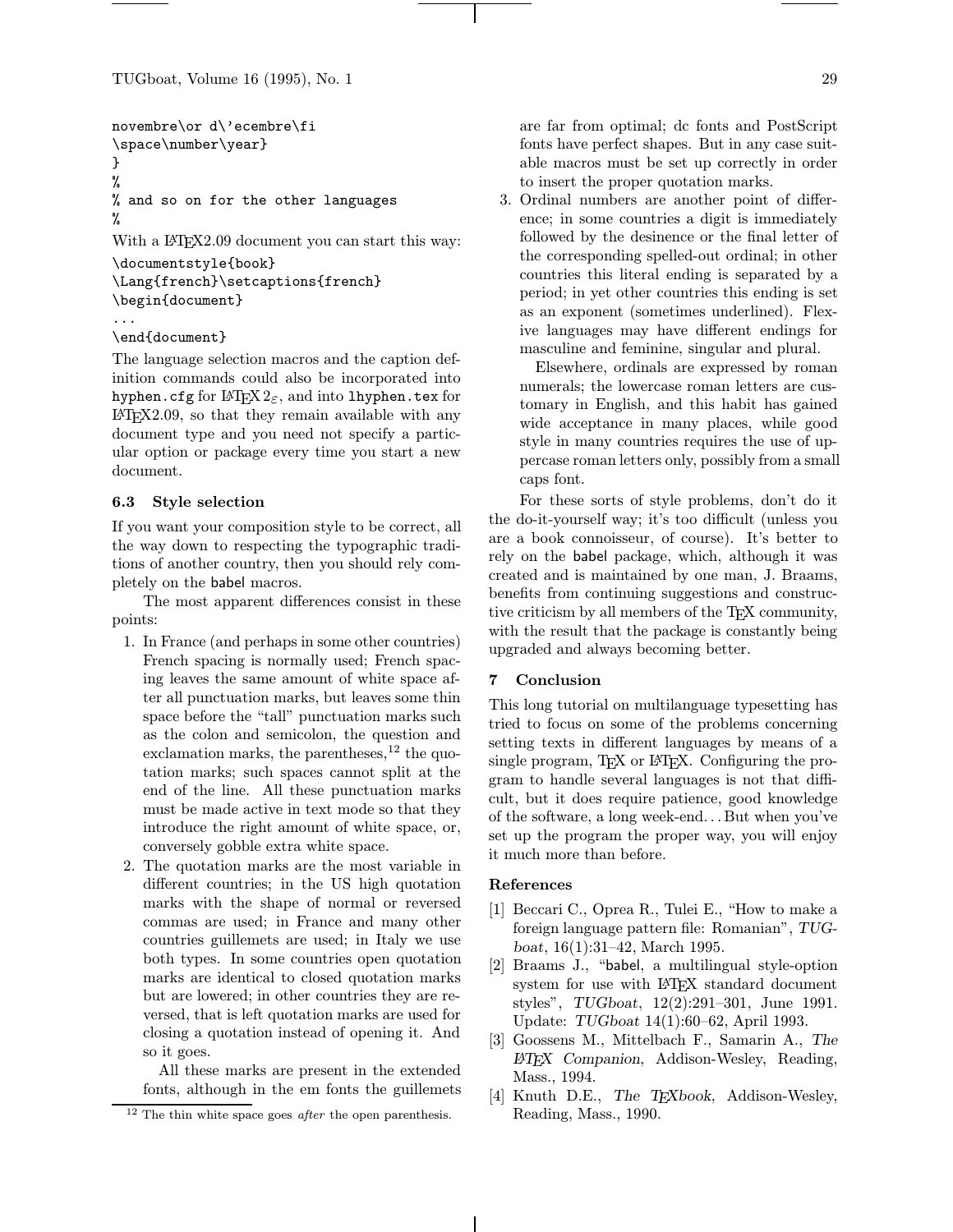```
novembre\or d\'ecembre\fi
\space\number\year}
}
%
% and so on for the other languages
%
```

With a LaTeX2.09 document you can start this way:

```
\documentstyle{book}
\Lang{french}\setcaptions{french}
\begin{document}
...
\end{document}
```

The language selection macros and the caption definition commands could also be incorporated into `hyphen.cfg` for LaTeX 2ε, and into `lhyphen.tex` for LaTeX2.09, so that they remain available with any document type and you need not specify a particular option or package every time you start a new document.

### 6.3 Style selection

If you want your composition style to be correct, all the way down to respecting the typographic traditions of another country, then you should rely completely on the babel macros.

The most apparent differences consist in these points:

1. In France (and perhaps in some other countries) French spacing is normally used; French spacing leaves the same amount of white space after all punctuation marks, but leaves some thin space before the "tall" punctuation marks such as the colon and semicolon, the question and exclamation marks, the parentheses,[12] the quotation marks; such spaces cannot split at the end of the line. All these punctuation marks must be made active in text mode so that they introduce the right amount of white space, or, conversely gobble extra white space.
2. The quotation marks are the most variable in different countries; in the US high quotation marks with the shape of normal or reversed commas are used; in France and many other countries guillemets are used; in Italy we use both types. In some countries open quotation marks are identical to closed quotation marks but are lowered; in other countries they are reversed, that is left quotation marks are used for closing a quotation instead of opening it. And so it goes.

   All these marks are present in the extended fonts, although in the em fonts the guillemets are far from optimal; dc fonts and PostScript fonts have perfect shapes. But in any case suitable macros must be set up correctly in order to insert the proper quotation marks.
3. Ordinal numbers are another point of difference; in some countries a digit is immediately followed by the desinence or the final letter of the corresponding spelled-out ordinal; in other countries this literal ending is separated by a period; in yet other countries this ending is set as an exponent (sometimes underlined). Flexive languages may have different endings for masculine and feminine, singular and plural.

   Elsewhere, ordinals are expressed by roman numerals; the lowercase roman letters are customary in English, and this habit has gained wide acceptance in many places, while good style in many countries requires the use of uppercase roman letters only, possibly from a small caps font.

[12] The thin white space goes *after* the open parenthesis.

For these sorts of style problems, don't do it the do-it-yourself way; it's too difficult (unless you are a book connoisseur, of course). It's better to rely on the babel package, which, although it was created and is maintained by one man, J. Braams, benefits from continuing suggestions and constructive criticism by all members of the TeX community, with the result that the package is constantly being upgraded and always becoming better.

## 7 Conclusion

This long tutorial on multilanguage typesetting has tried to focus on some of the problems concerning setting texts in different languages by means of a single program, TeX or LaTeX. Configuring the program to handle several languages is not that difficult, but it does require patience, good knowledge of the software, a long week-end... But when you've set up the program the proper way, you will enjoy it much more than before.

### References

[1] Beccari C., Oprea R., Tulei E., "How to make a foreign language pattern file: Romanian", *TUGboat*, 16(1):31–42, March 1995.

[2] Braams J., "babel, a multilingual style-option system for use with LaTeX standard document styles", *TUGboat*, 12(2):291–301, June 1991. Update: *TUGboat* 14(1):60–62, April 1993.

[3] Goossens M., Mittelbach F., Samarin A., *The LaTeX Companion*, Addison-Wesley, Reading, Mass., 1994.

[4] Knuth D.E., *The TeXbook*, Addison-Wesley, Reading, Mass., 1990.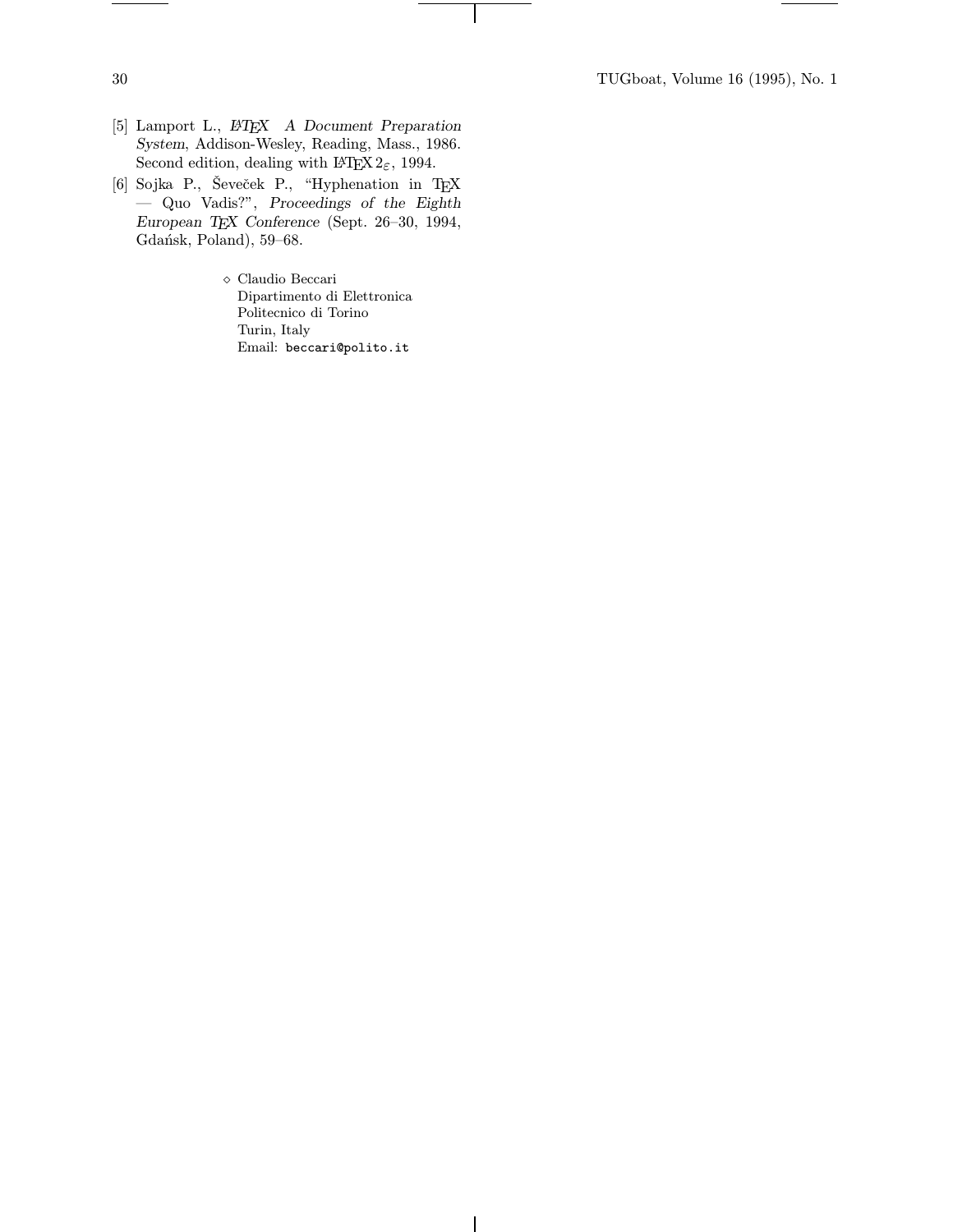[5] Lamport L., *LaTeX A Document Preparation System*, Addison-Wesley, Reading, Mass., 1986. Second edition, dealing with LaTeX $2_\varepsilon$, 1994.

[6] Sojka P., Ševeček P., "Hyphenation in TeX — Quo Vadis?", *Proceedings of the Eighth European TeX Conference* (Sept. 26–30, 1994, Gdańsk, Poland), 59–68.

⋄ Claudio Beccari
Dipartimento di Elettronica
Politecnico di Torino
Turin, Italy
Email: `beccari@polito.it`